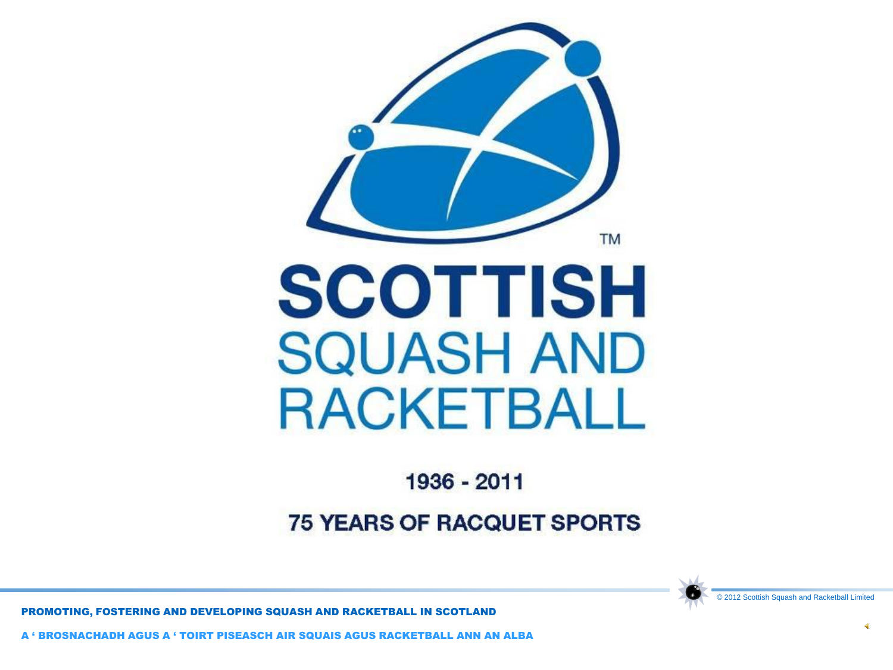# SCOTTISH SQUASH AND RACKETBALL

1936 - 2011

75 YEARS OF RACQUET SPORTS

© 2012 Scottish Squash and Racketball Limited

**PROMOTING, FOSTERING AND DEVELOPING SQUASH AND RACKETBALL IN SCOTLAND**

**A ' BROSNACHADH AGUS A ' TOIRT PISEASCH AIR SQUAIS AGUS RACKETBALL ANN AN ALBA**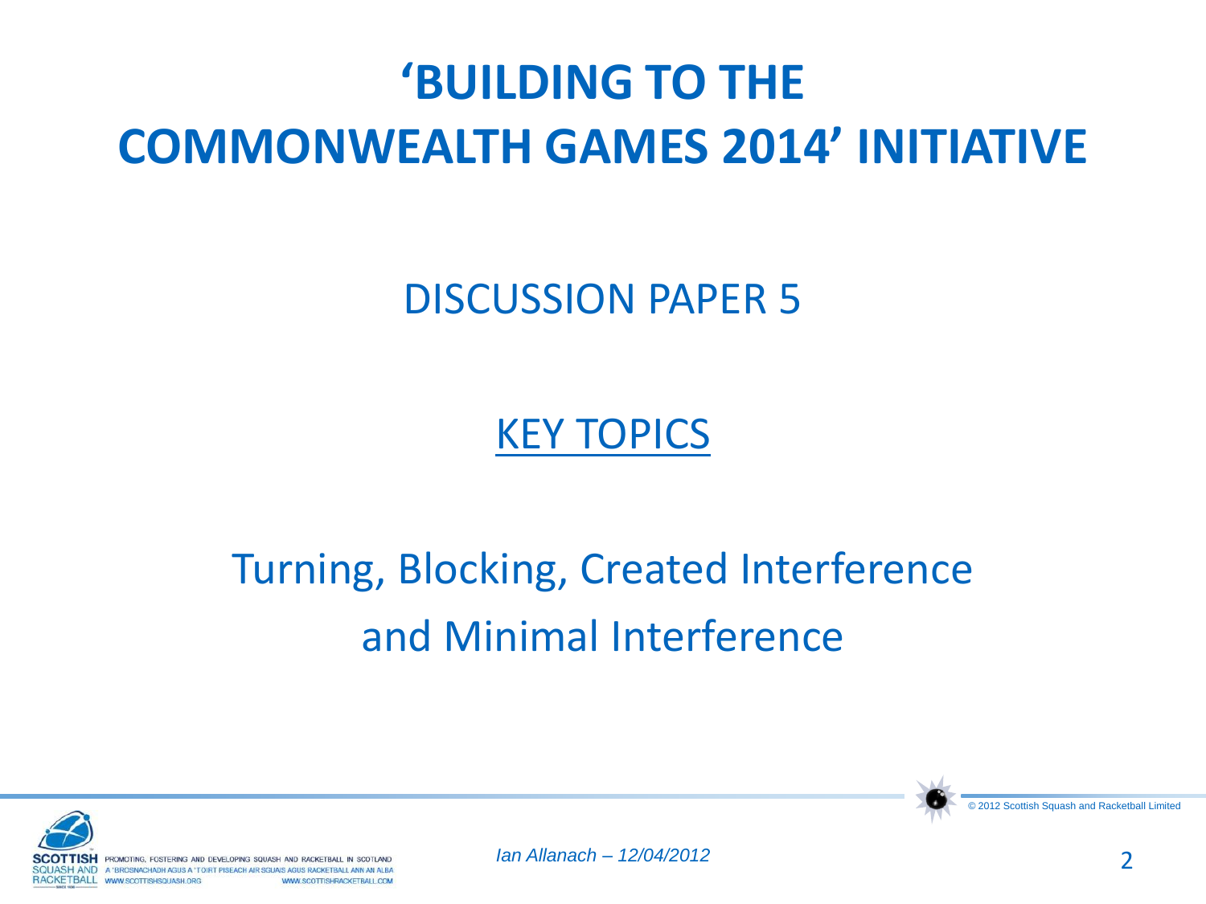# 'BUILDING TO THE COMMONWEALTH GAMES 2014' INITIATIVE

## DISCUSSION PAPER 5

## KEY TOPICS

## Turning, Blocking, Created Interference and Minimal Interference

*Ian Allanach – 12/04/2012*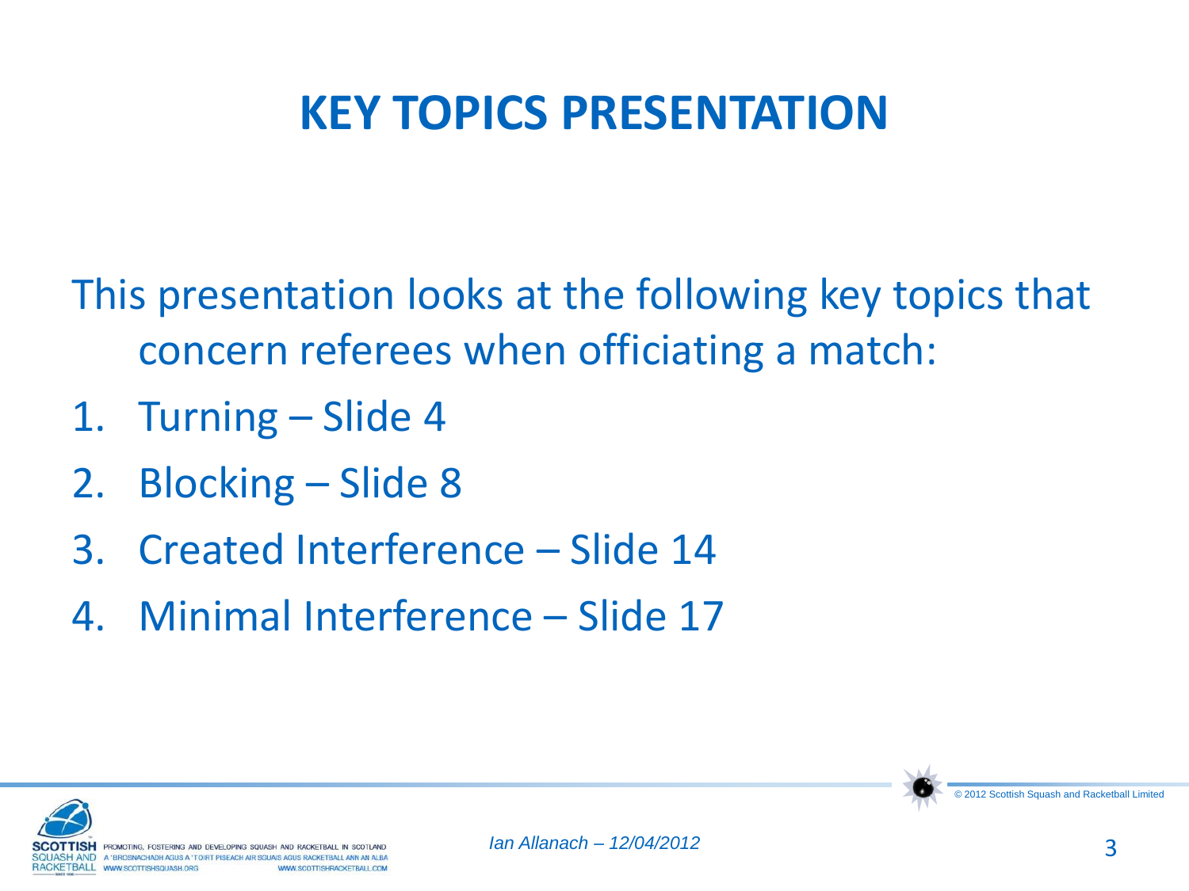# KEY TOPICS PRESENTATION

This presentation looks at the following key topics that concern referees when officiating a match:

1. Turning – Slide 4
2. Blocking – Slide 8
3. Created Interference – Slide 14
4. Minimal Interference – Slide 17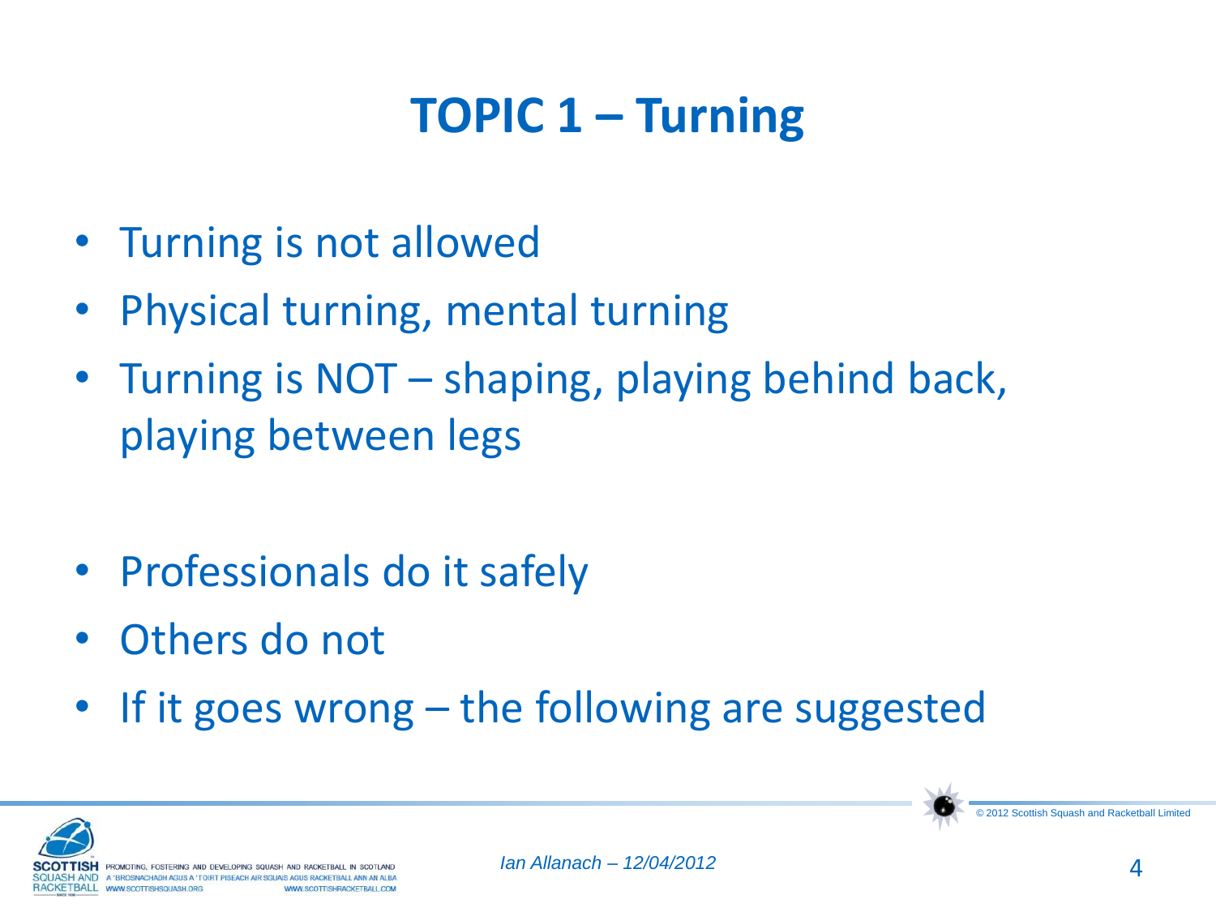# TOPIC 1 – Turning

- Turning is not allowed
- Physical turning, mental turning
- Turning is NOT – shaping, playing behind back, playing between legs

- Professionals do it safely
- Others do not
- If it goes wrong – the following are suggested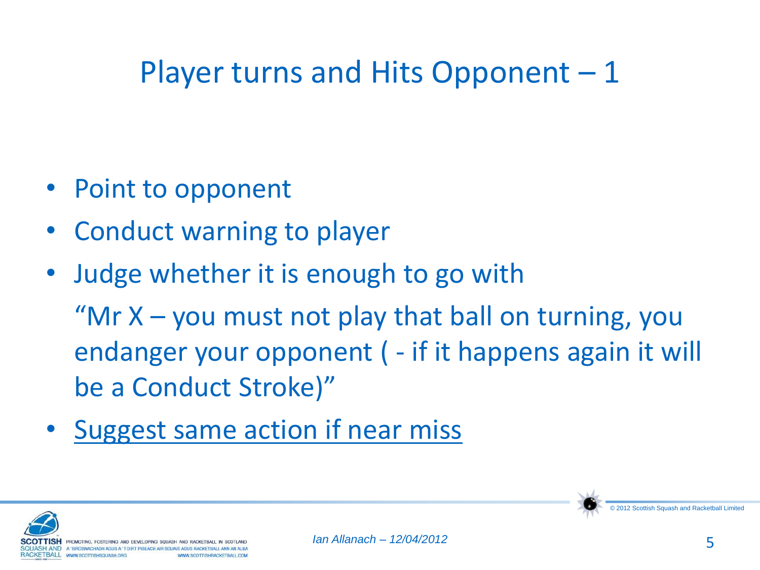# Player turns and Hits Opponent – 1

- Point to opponent
- Conduct warning to player
- Judge whether it is enough to go with

  "Mr X – you must not play that ball on turning, you endanger your opponent ( - if it happens again it will be a Conduct Stroke)"
- <u>Suggest same action if near miss</u>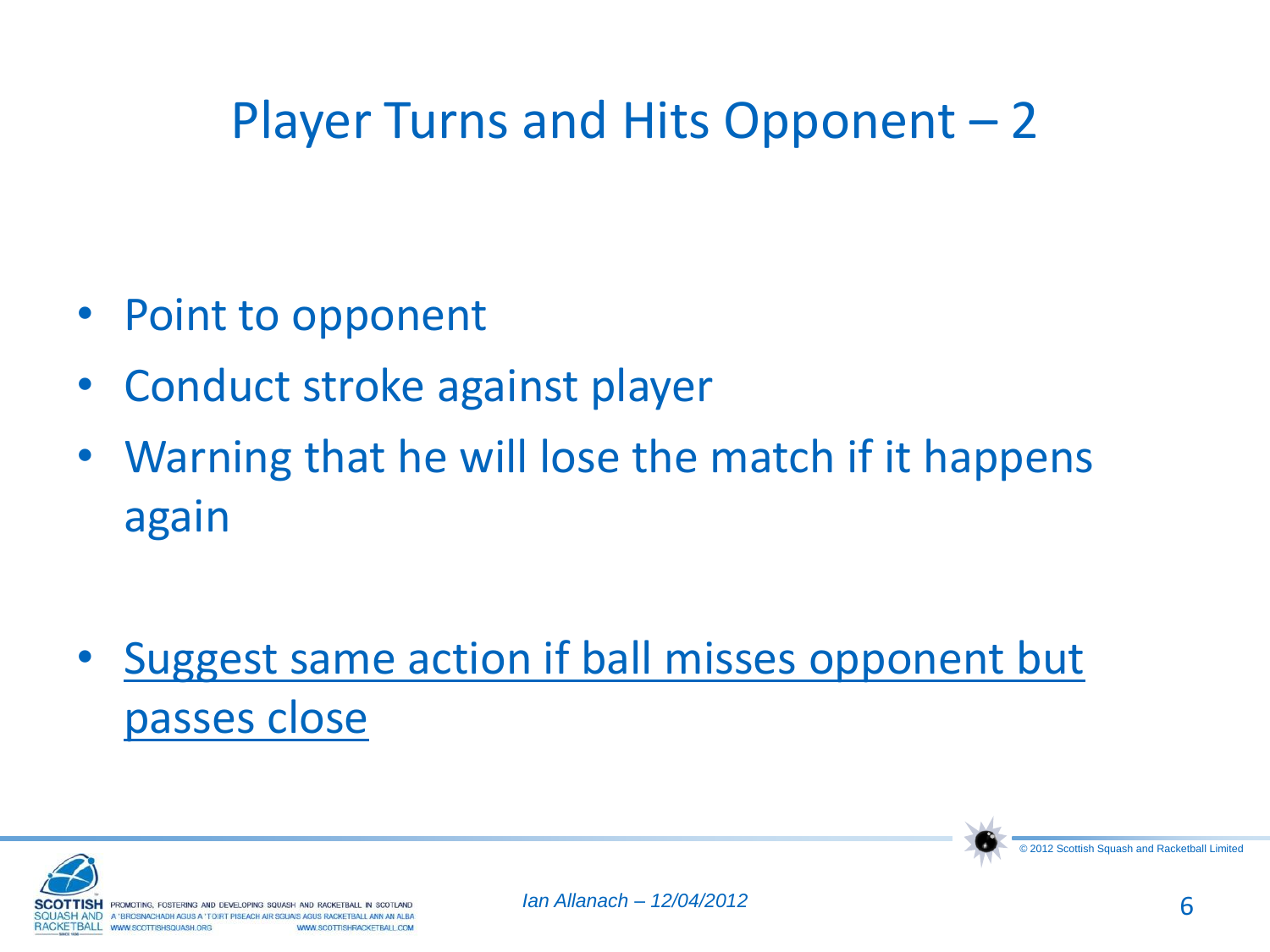# Player Turns and Hits Opponent – 2

- Point to opponent
- Conduct stroke against player
- Warning that he will lose the match if it happens again

- <u>Suggest same action if ball misses opponent but passes close</u>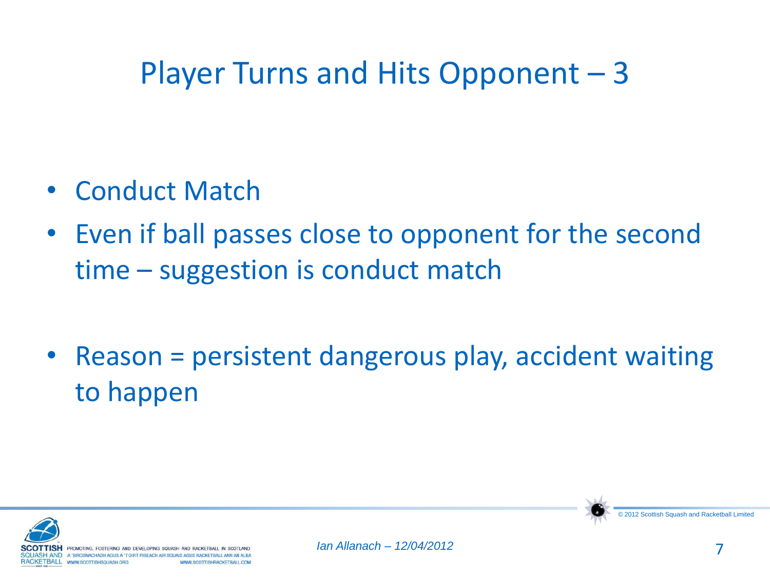# Player Turns and Hits Opponent – 3

- Conduct Match
- Even if ball passes close to opponent for the second time – suggestion is conduct match

- Reason = persistent dangerous play, accident waiting to happen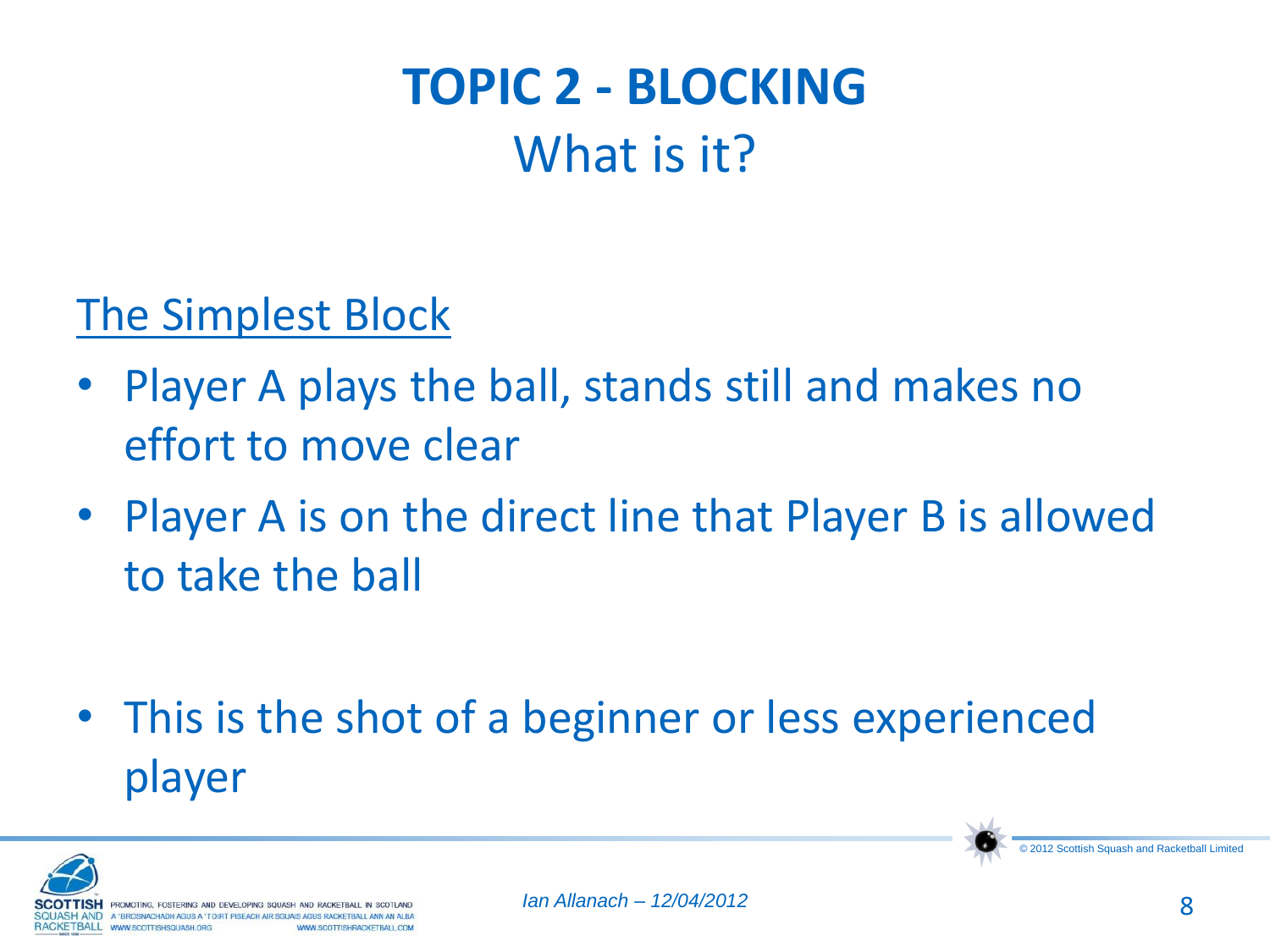# TOPIC 2 - BLOCKING

## What is it?

<u>The Simplest Block</u>

- Player A plays the ball, stands still and makes no effort to move clear
- Player A is on the direct line that Player B is allowed to take the ball

- This is the shot of a beginner or less experienced player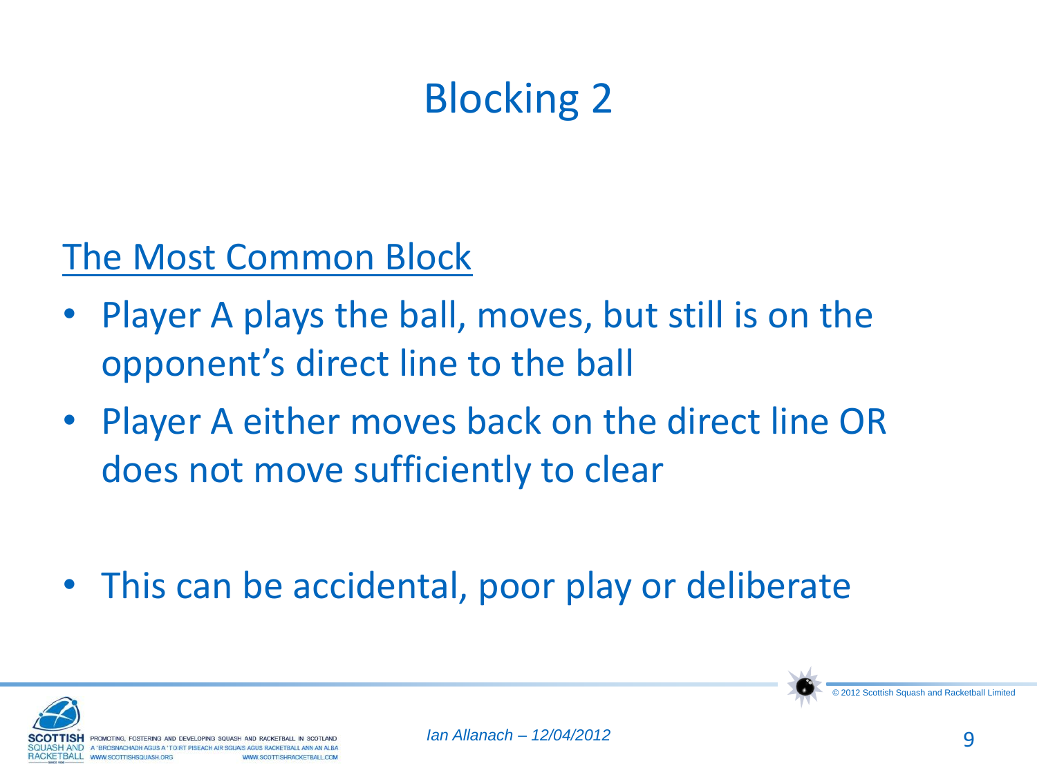# Blocking 2

## The Most Common Block

- Player A plays the ball, moves, but still is on the opponent's direct line to the ball
- Player A either moves back on the direct line OR does not move sufficiently to clear

- This can be accidental, poor play or deliberate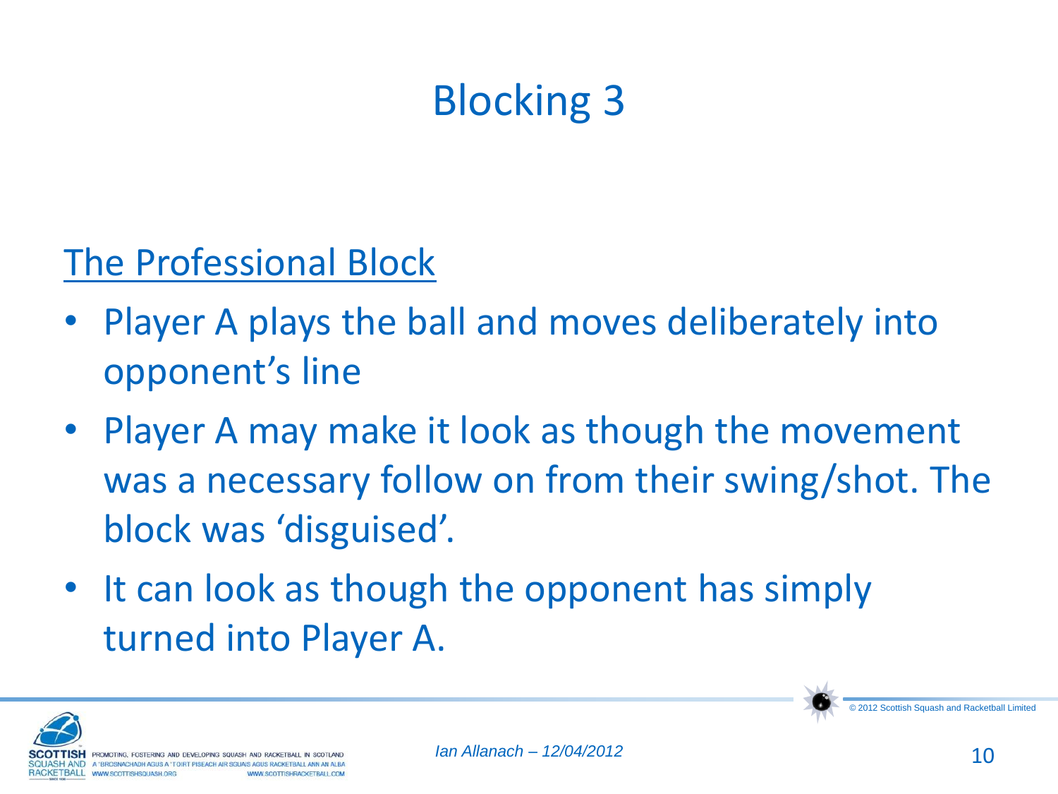# Blocking 3

<u>The Professional Block</u>

- Player A plays the ball and moves deliberately into opponent's line
- Player A may make it look as though the movement was a necessary follow on from their swing/shot. The block was 'disguised'.
- It can look as though the opponent has simply turned into Player A.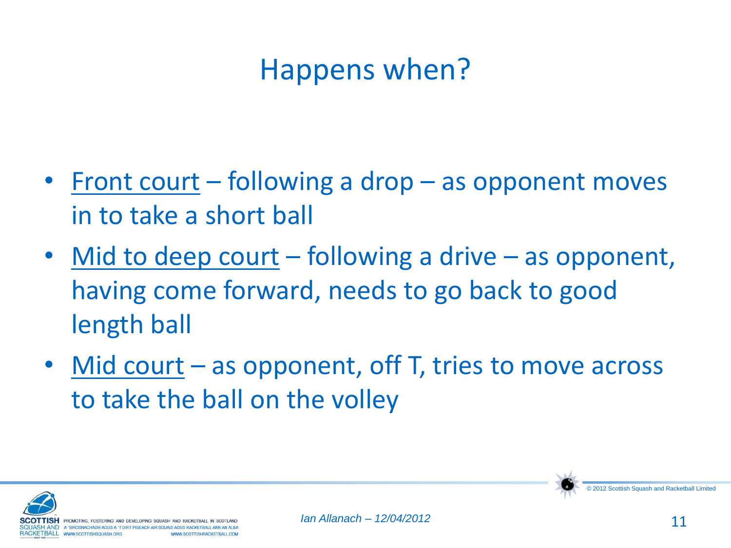# Happens when?

- <u>Front court</u> – following a drop – as opponent moves in to take a short ball
- <u>Mid to deep court</u> – following a drive – as opponent, having come forward, needs to go back to good length ball
- <u>Mid court</u> – as opponent, off T, tries to move across to take the ball on the volley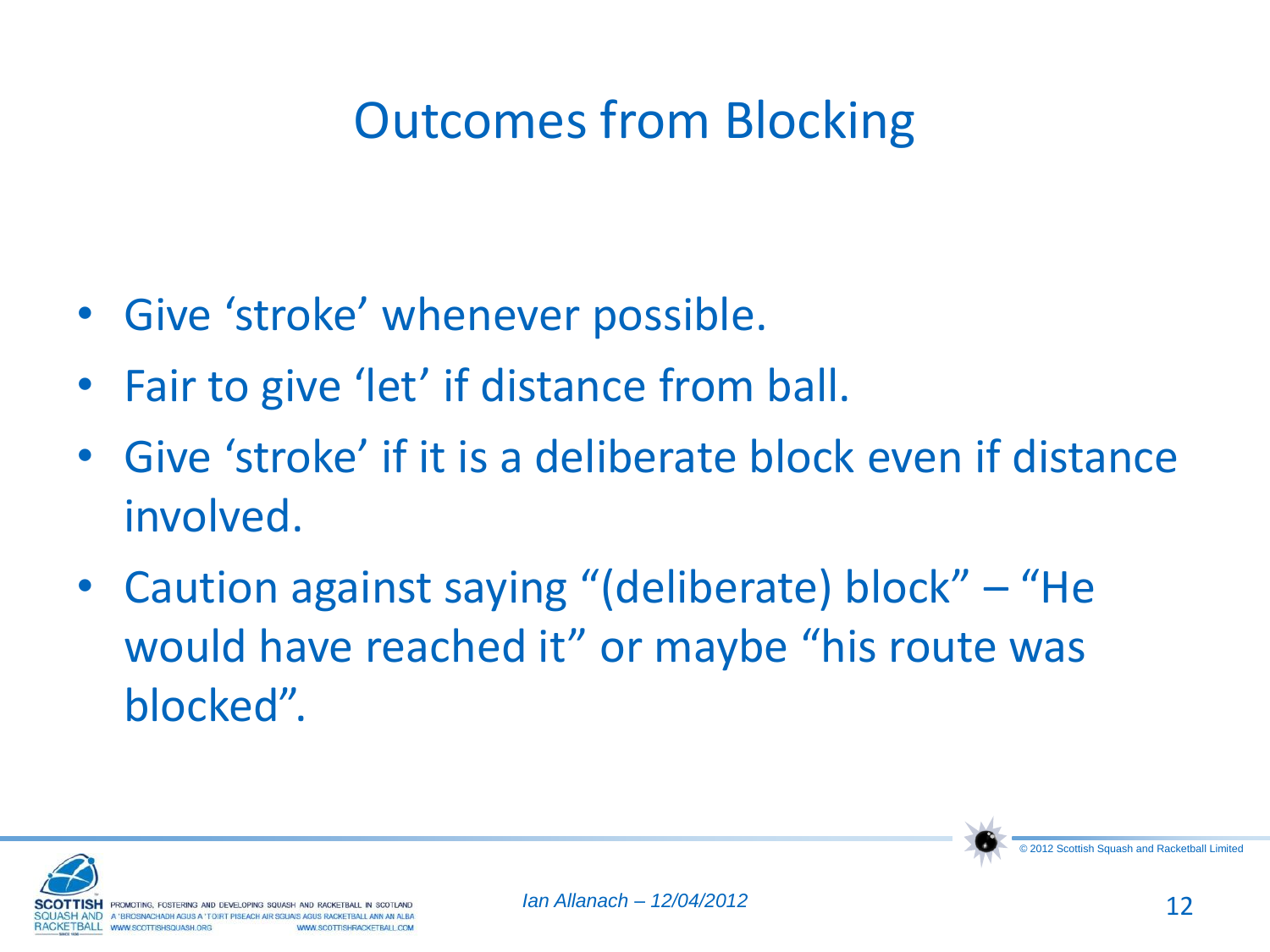# Outcomes from Blocking

- Give 'stroke' whenever possible.
- Fair to give 'let' if distance from ball.
- Give 'stroke' if it is a deliberate block even if distance involved.
- Caution against saying "(deliberate) block" – "He would have reached it" or maybe "his route was blocked".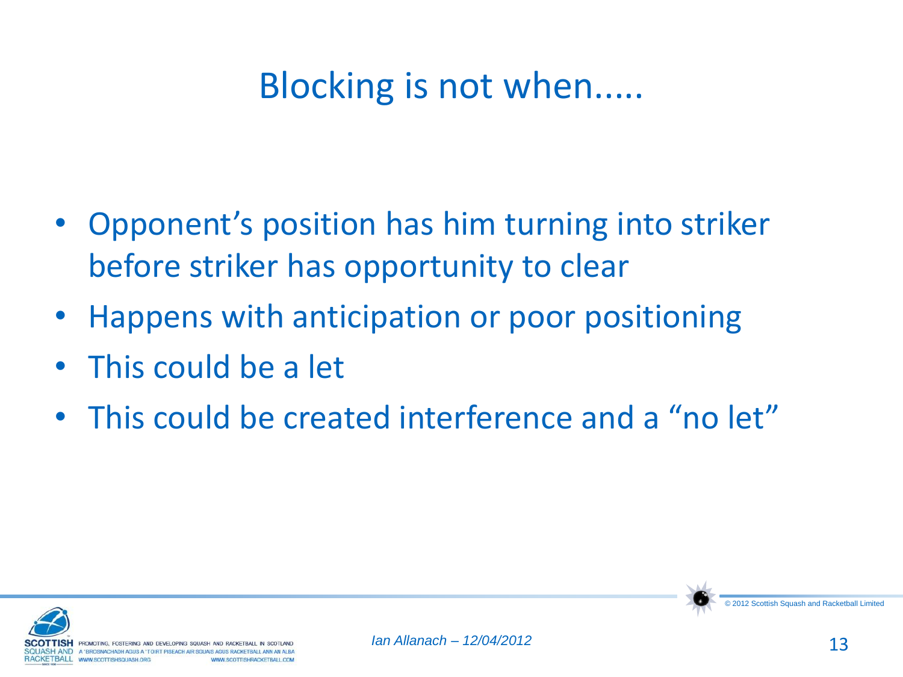# Blocking is not when.....

- Opponent's position has him turning into striker before striker has opportunity to clear
- Happens with anticipation or poor positioning
- This could be a let
- This could be created interference and a "no let"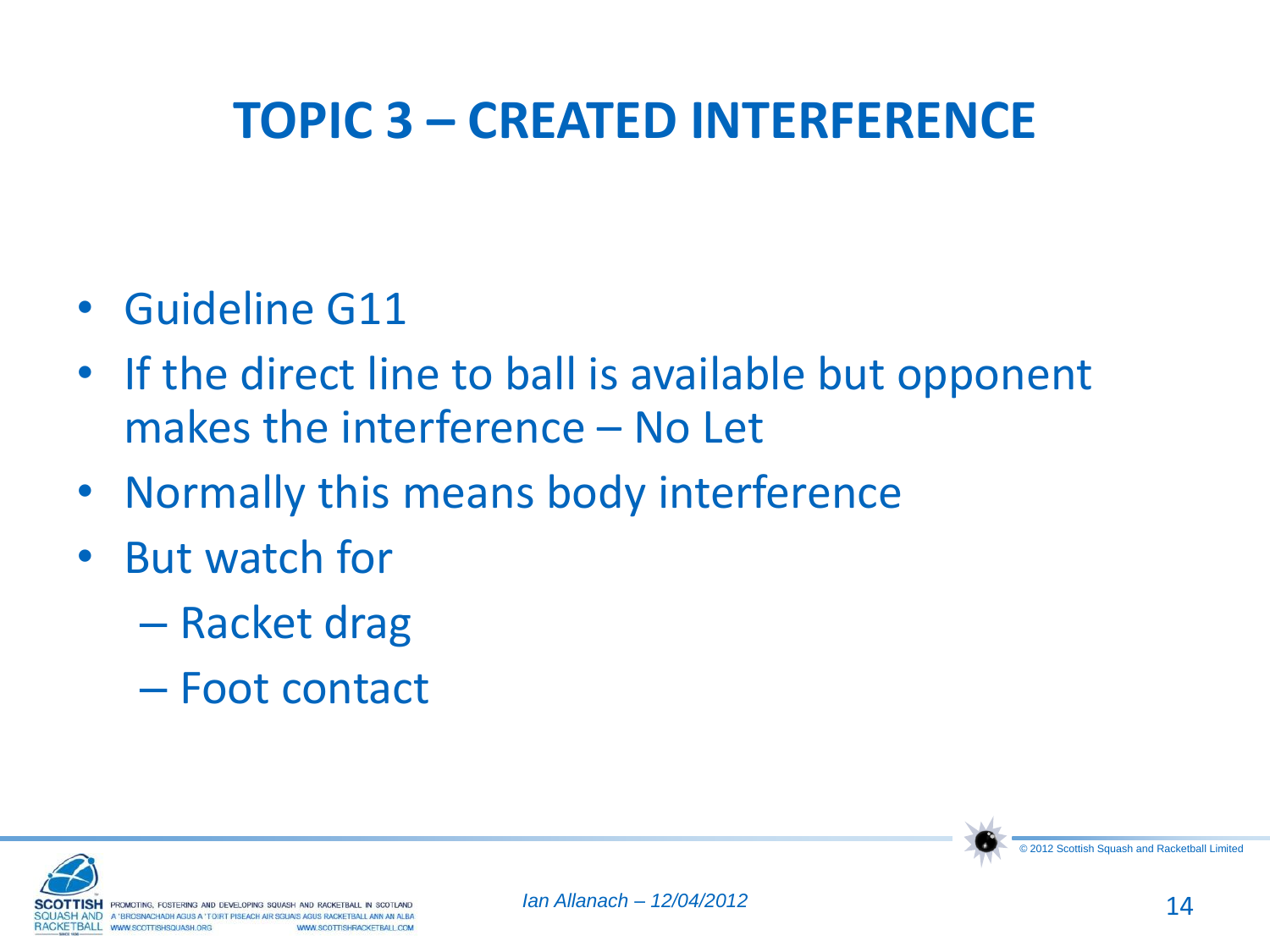# TOPIC 3 – CREATED INTERFERENCE

- Guideline G11
- If the direct line to ball is available but opponent makes the interference – No Let
- Normally this means body interference
- But watch for
  - Racket drag
  - Foot contact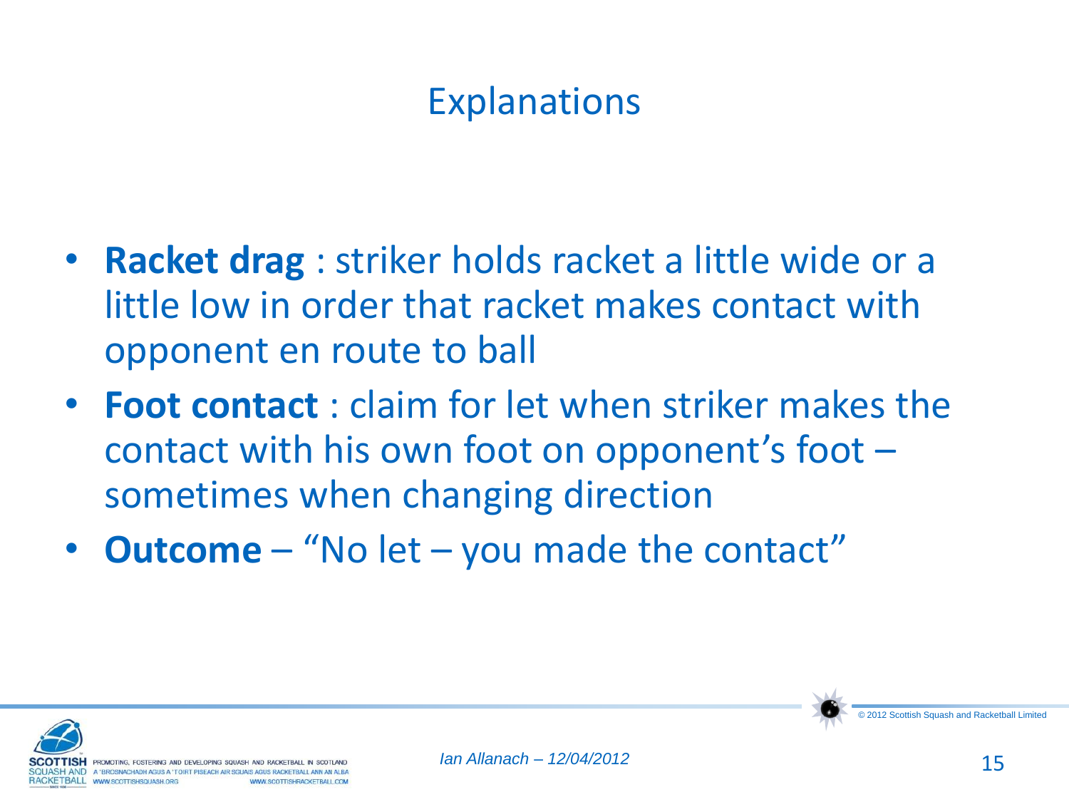# Explanations

- **Racket drag** : striker holds racket a little wide or a little low in order that racket makes contact with opponent en route to ball
- **Foot contact** : claim for let when striker makes the contact with his own foot on opponent's foot – sometimes when changing direction
- **Outcome** – "No let – you made the contact"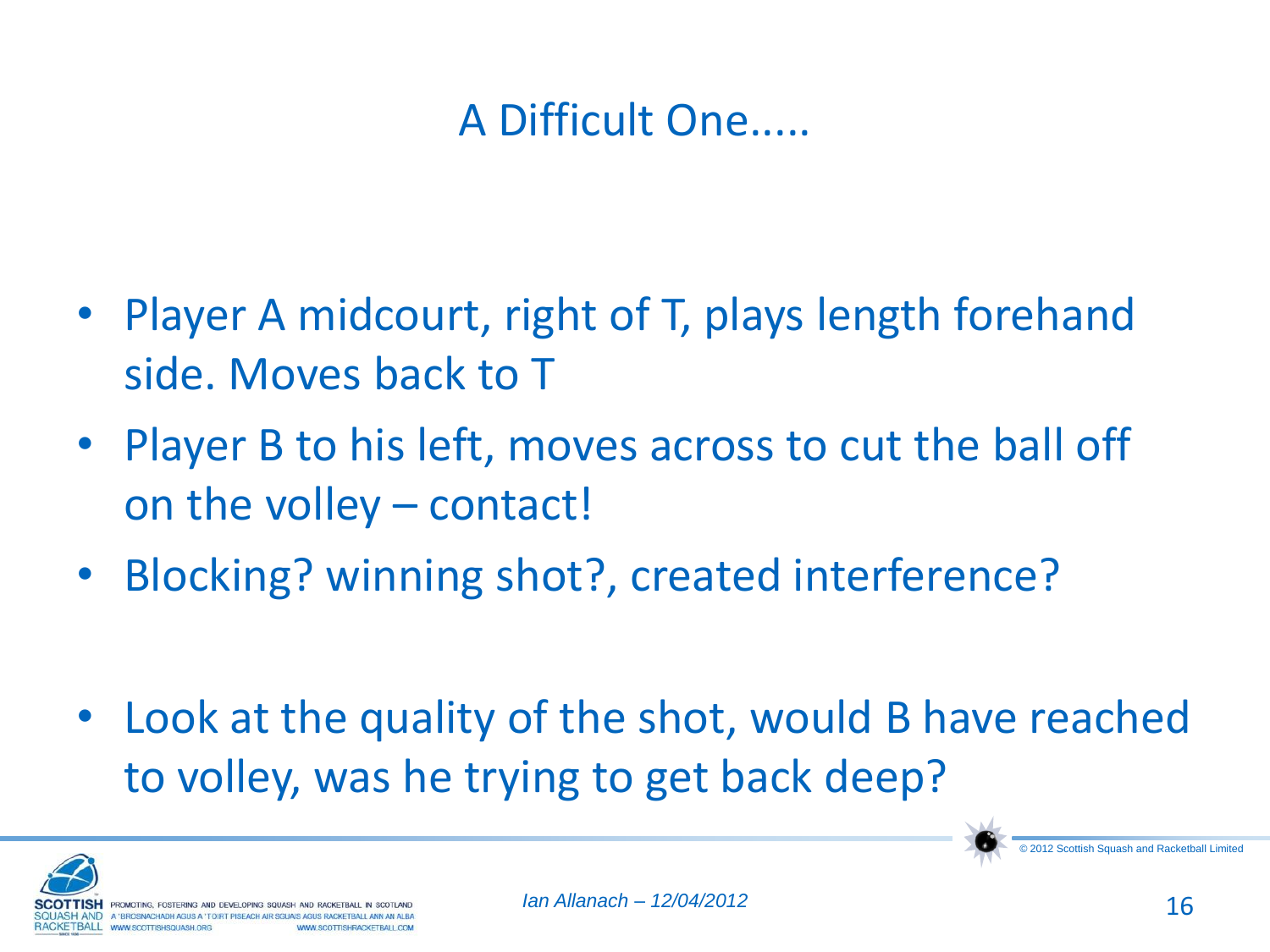# A Difficult One.....

- Player A midcourt, right of T, plays length forehand side. Moves back to T
- Player B to his left, moves across to cut the ball off on the volley – contact!
- Blocking? winning shot?, created interference?

- Look at the quality of the shot, would B have reached to volley, was he trying to get back deep?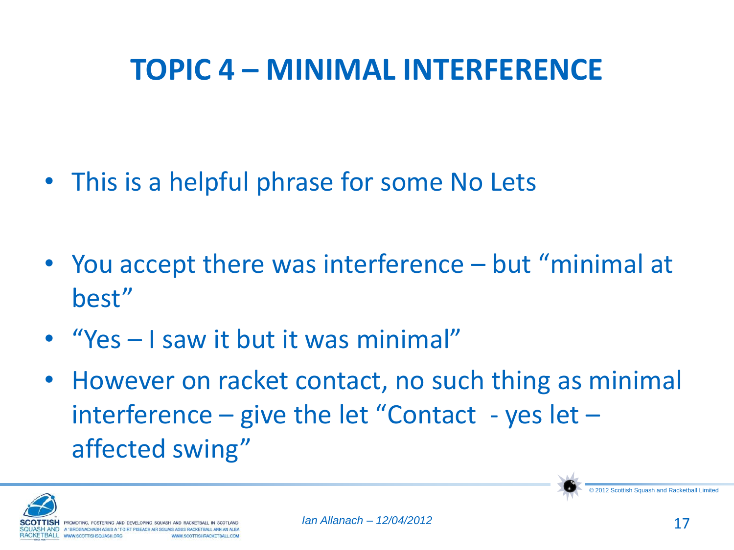# TOPIC 4 – MINIMAL INTERFERENCE

- This is a helpful phrase for some No Lets

- You accept there was interference – but "minimal at best"
- "Yes – I saw it but it was minimal"
- However on racket contact, no such thing as minimal interference – give the let "Contact - yes let – affected swing"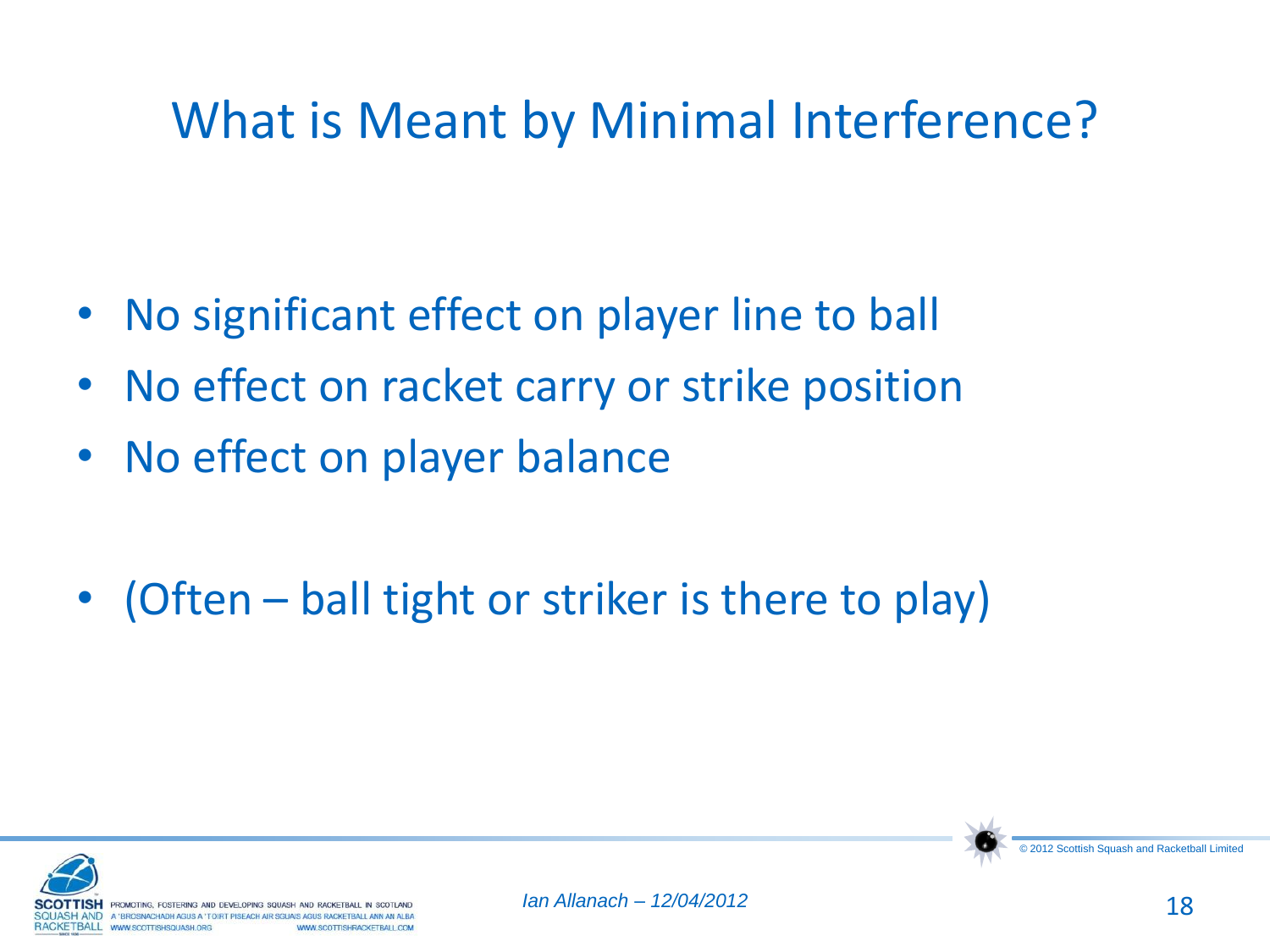# What is Meant by Minimal Interference?

- No significant effect on player line to ball
- No effect on racket carry or strike position
- No effect on player balance

- (Often – ball tight or striker is there to play)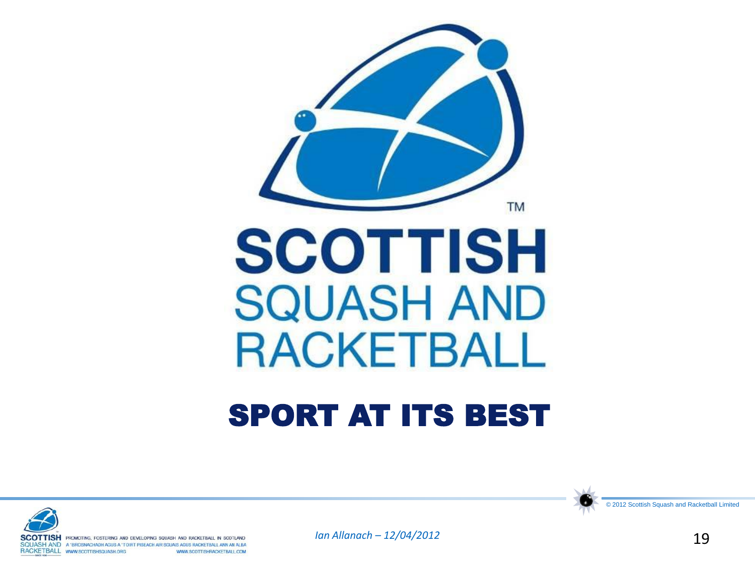SCOTTISH SQUASH AND RACKETBALL

# SPORT AT ITS BEST